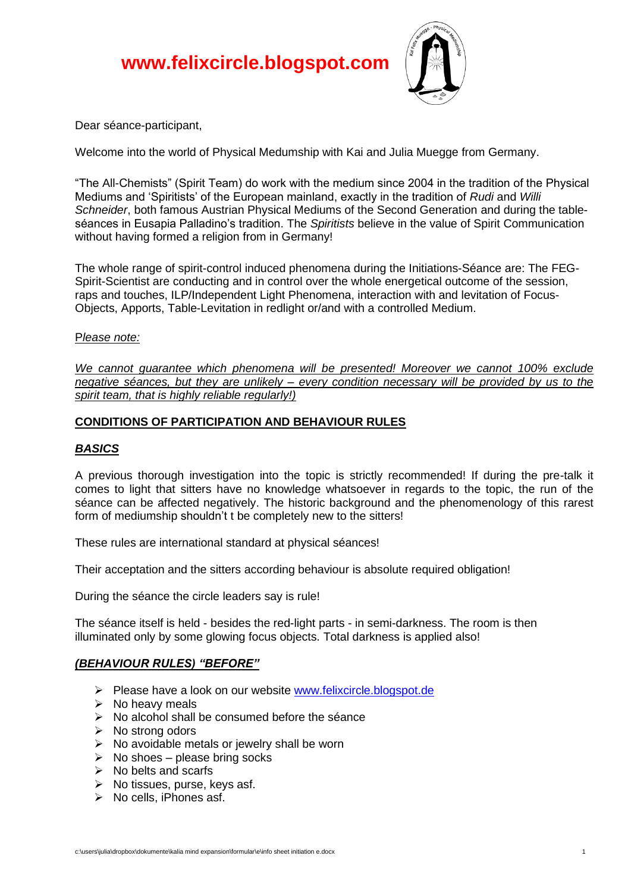# www.felixcircle.blogspot.com

Dear séance-participant,

Welcome into the world of Physical Medumship with Kai and Julia Muegge from Germany.

"The All-Chemists" (Spirit Team) do work with the medium since 2004 in the tradition of the Physical Mediums and 'Spiritists' of the European mainland, exactly in the tradition of *Rudi* and *Willi Schneider*, both famous Austrian Physical Mediums of the Second Generation and during the table-séances in Eusapia Palladino's tradition. The *Spiritists* believe in the value of Spirit Communication without having formed a religion from in Germany!

The whole range of spirit-control induced phenomena during the Initiations-Séance are: The FEG-Spirit-Scientist are conducting and in control over the whole energetical outcome of the session, raps and touches, ILP/Independent Light Phenomena, interaction with and levitation of Focus-Objects, Apports, Table-Levitation in redlight or/and with a controlled Medium.

P*lease note:*

*We cannot guarantee which phenomena will be presented! Moreover we cannot 100% exclude negative séances, but they are unlikely – every condition necessary will be provided by us to the spirit team, that is highly reliable regularly!)*

## CONDITIONS OF PARTICIPATION AND BEHAVIOUR RULES

### *BASICS*

A previous thorough investigation into the topic is strictly recommended! If during the pre-talk it comes to light that sitters have no knowledge whatsoever in regards to the topic, the run of the séance can be affected negatively. The historic background and the phenomenology of this rarest form of mediumship shouldn't t be completely new to the sitters!

These rules are international standard at physical séances!

Their acceptation and the sitters according behaviour is absolute required obligation!

During the séance the circle leaders say is rule!

The séance itself is held - besides the red-light parts - in semi-darkness. The room is then illuminated only by some glowing focus objects. Total darkness is applied also!

### *(BEHAVIOUR RULES) "BEFORE"*

- Please have a look on our website www.felixcircle.blogspot.de
- No heavy meals
- No alcohol shall be consumed before the séance
- No strong odors
- No avoidable metals or jewelry shall be worn
- No shoes – please bring socks
- No belts and scarfs
- No tissues, purse, keys asf.
- No cells, iPhones asf.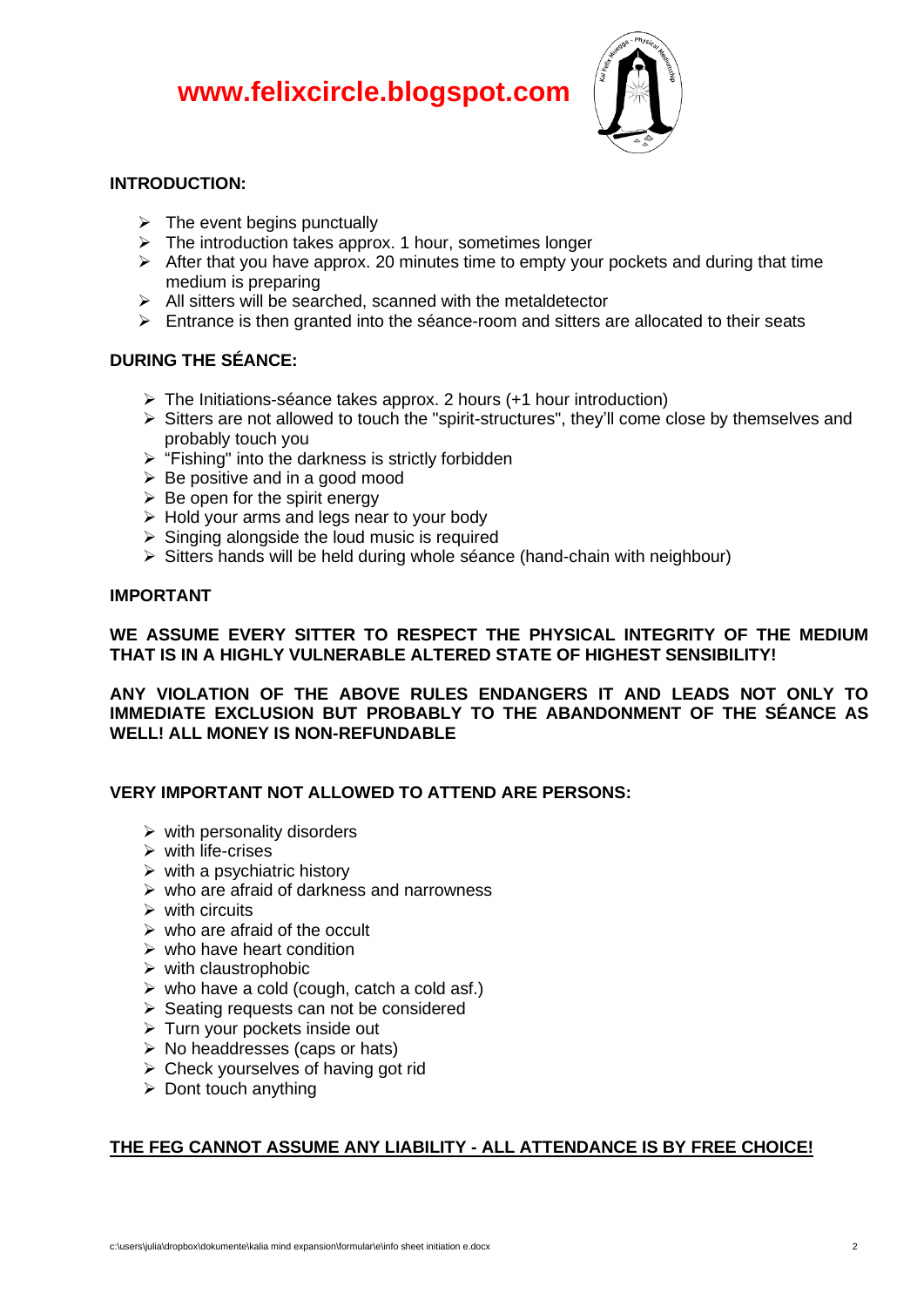**www.felixcircle.blogspot.com**

**INTRODUCTION:**

- The event begins punctually
- The introduction takes approx. 1 hour, sometimes longer
- After that you have approx. 20 minutes time to empty your pockets and during that time medium is preparing
- All sitters will be searched, scanned with the metaldetector
- Entrance is then granted into the séance-room and sitters are allocated to their seats

**DURING THE SÉANCE:**

- The Initiations-séance takes approx. 2 hours (+1 hour introduction)
- Sitters are not allowed to touch the "spirit-structures", they'll come close by themselves and probably touch you
- "Fishing" into the darkness is strictly forbidden
- Be positive and in a good mood
- Be open for the spirit energy
- Hold your arms and legs near to your body
- Singing alongside the loud music is required
- Sitters hands will be held during whole séance (hand-chain with neighbour)

**IMPORTANT**

**WE ASSUME EVERY SITTER TO RESPECT THE PHYSICAL INTEGRITY OF THE MEDIUM THAT IS IN A HIGHLY VULNERABLE ALTERED STATE OF HIGHEST SENSIBILITY!**

**ANY VIOLATION OF THE ABOVE RULES ENDANGERS IT AND LEADS NOT ONLY TO IMMEDIATE EXCLUSION BUT PROBABLY TO THE ABANDONMENT OF THE SÉANCE AS WELL! ALL MONEY IS NON-REFUNDABLE**

**VERY IMPORTANT NOT ALLOWED TO ATTEND ARE PERSONS:**

- with personality disorders
- with life-crises
- with a psychiatric history
- who are afraid of darkness and narrowness
- with circuits
- who are afraid of the occult
- who have heart condition
- with claustrophobic
- who have a cold (cough, catch a cold asf.)
- Seating requests can not be considered
- Turn your pockets inside out
- No headdresses (caps or hats)
- Check yourselves of having got rid
- Dont touch anything

**THE FEG CANNOT ASSUME ANY LIABILITY - ALL ATTENDANCE IS BY FREE CHOICE!**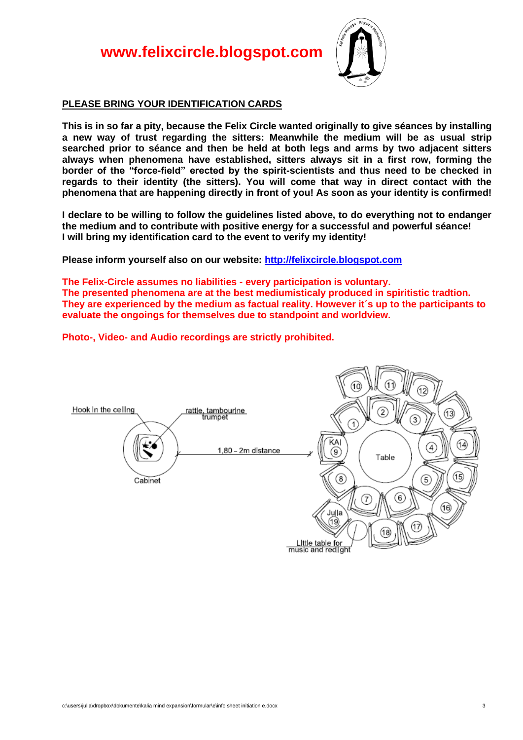# www.felixcircle.blogspot.com

**PLEASE BRING YOUR IDENTIFICATION CARDS**

**This is in so far a pity, because the Felix Circle wanted originally to give séances by installing a new way of trust regarding the sitters: Meanwhile the medium will be as usual strip searched prior to séance and then be held at both legs and arms by two adjacent sitters always when phenomena have established, sitters always sit in a first row, forming the border of the "force-field" erected by the spirit-scientists and thus need to be checked in regards to their identity (the sitters). You will come that way in direct contact with the phenomena that are happening directly in front of you! As soon as your identity is confirmed!**

**I declare to be willing to follow the guidelines listed above, to do everything not to endanger the medium and to contribute with positive energy for a successful and powerful séance!**
**I will bring my identification card to the event to verify my identity!**

**Please inform yourself also on our website: [http://felixcircle.blogspot.com](http://felixcircle.blogspot.com)**

**The Felix-Circle assumes no liabilities - every participation is voluntary.**
**The presented phenomena are at the best mediumisticaly produced in spiritistic tradtion. They are experienced by the medium as factual reality. However it´s up to the participants to evaluate the ongoings for themselves due to standpoint and worldview.**

**Photo-, Video- and Audio recordings are strictly prohibited.**

Hook in the ceiling — rattle, tambourine trumpet — Cabinet — 1,80 – 2m distance — Table — KAI 9 — Julia 19 — Little table for music and redlight — Seats 1–19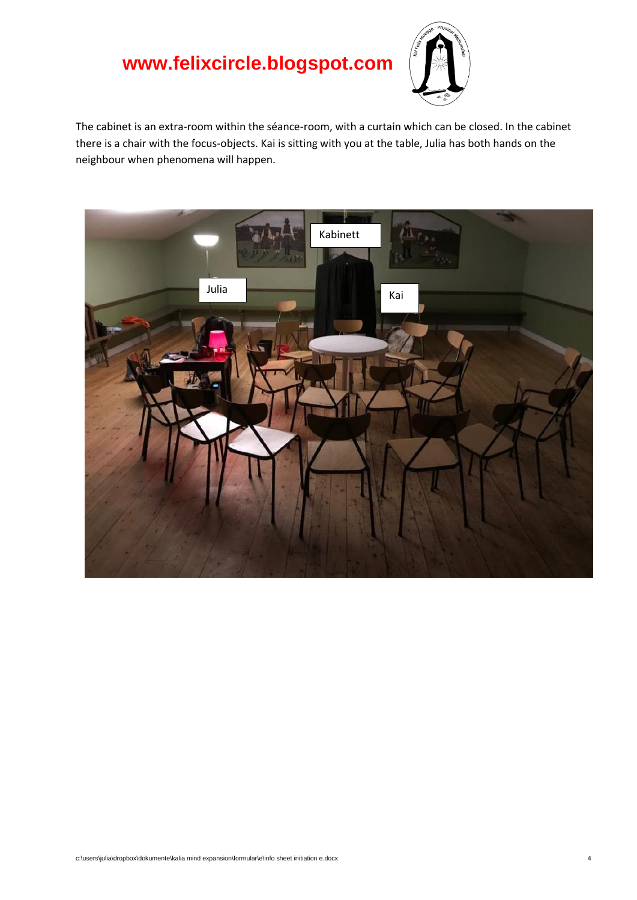# www.felixcircle.blogspot.com

The cabinet is an extra-room within the séance-room, with a curtain which can be closed. In the cabinet there is a chair with the focus-objects. Kai is sitting with you at the table, Julia has both hands on the neighbour when phenomena will happen.

Kabinett

Julia

Kai